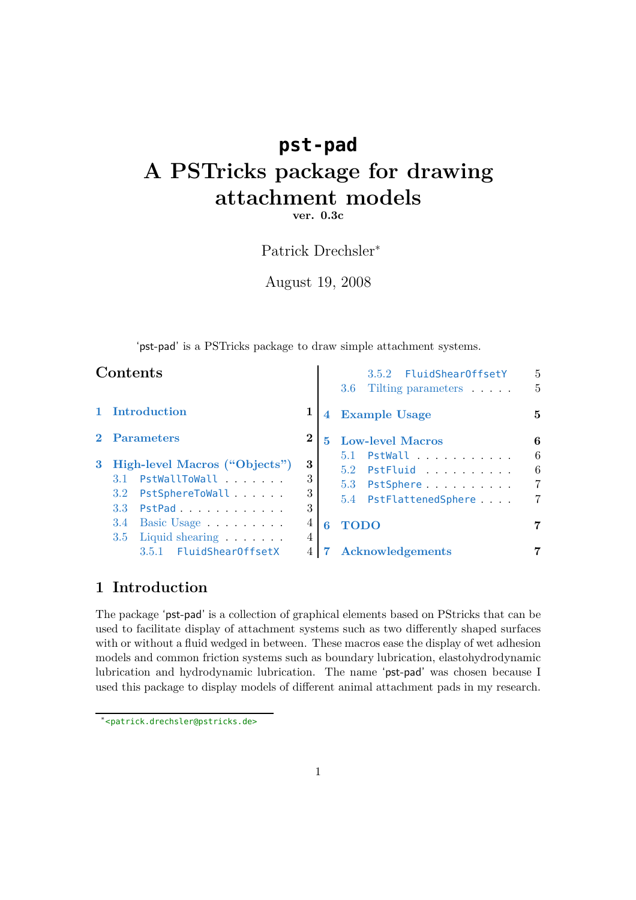# pst-pad
# A PSTricks package for drawing attachment models

**ver. 0.3c**

Patrick Drechsler[*]

August 19, 2008

'pst-pad' is a PSTricks package to draw simple attachment systems.

## Contents

- 1 Introduction — 1
- 2 Parameters — 2
- 3 High-level Macros ("Objects") — 3
  - 3.1 PstWallToWall — 3
  - 3.2 PstSphereToWall — 3
  - 3.3 PstPad — 3
  - 3.4 Basic Usage — 4
  - 3.5 Liquid shearing — 4
    - 3.5.1 FluidShearOffsetX — 4
    - 3.5.2 FluidShearOffsetY — 5
  - 3.6 Tilting parameters — 5
- 4 Example Usage — 5
- 5 Low-level Macros — 6
  - 5.1 PstWall — 6
  - 5.2 PstFluid — 6
  - 5.3 PstSphere — 7
  - 5.4 PstFlattenedSphere — 7
- 6 TODO — 7
- 7 Acknowledgements — 7

## 1 Introduction

The package 'pst-pad' is a collection of graphical elements based on PStricks that can be used to facilitate display of attachment systems such as two differently shaped surfaces with or without a fluid wedged in between. These macros ease the display of wet adhesion models and common friction systems such as boundary lubrication, elastohydrodynamic lubrication and hydrodynamic lubrication. The name 'pst-pad' was chosen because I used this package to display models of different animal attachment pads in my research.

[*] <patrick.drechsler@pstricks.de>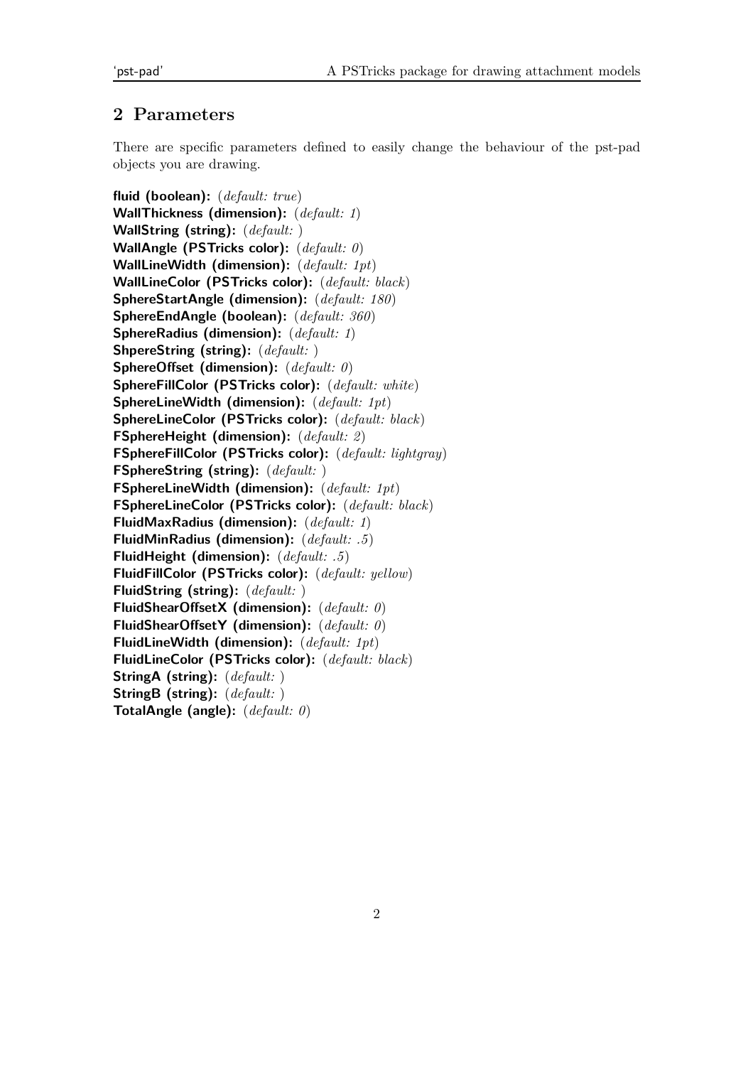## 2 Parameters

There are specific parameters defined to easily change the behaviour of the pst-pad objects you are drawing.

**fluid (boolean):** (*default: true*)
**WallThickness (dimension):** (*default: 1*)
**WallString (string):** (*default:* )
**WallAngle (PSTricks color):** (*default: 0*)
**WallLineWidth (dimension):** (*default: 1pt*)
**WallLineColor (PSTricks color):** (*default: black*)
**SphereStartAngle (dimension):** (*default: 180*)
**SphereEndAngle (boolean):** (*default: 360*)
**SphereRadius (dimension):** (*default: 1*)
**ShpereString (string):** (*default:* )
**SphereOffset (dimension):** (*default: 0*)
**SphereFillColor (PSTricks color):** (*default: white*)
**SphereLineWidth (dimension):** (*default: 1pt*)
**SphereLineColor (PSTricks color):** (*default: black*)
**FSphereHeight (dimension):** (*default: 2*)
**FSphereFillColor (PSTricks color):** (*default: lightgray*)
**FSphereString (string):** (*default:* )
**FSphereLineWidth (dimension):** (*default: 1pt*)
**FSphereLineColor (PSTricks color):** (*default: black*)
**FluidMaxRadius (dimension):** (*default: 1*)
**FluidMinRadius (dimension):** (*default: .5*)
**FluidHeight (dimension):** (*default: .5*)
**FluidFillColor (PSTricks color):** (*default: yellow*)
**FluidString (string):** (*default:* )
**FluidShearOffsetX (dimension):** (*default: 0*)
**FluidShearOffsetY (dimension):** (*default: 0*)
**FluidLineWidth (dimension):** (*default: 1pt*)
**FluidLineColor (PSTricks color):** (*default: black*)
**StringA (string):** (*default:* )
**StringB (string):** (*default:* )
**TotalAngle (angle):** (*default: 0*)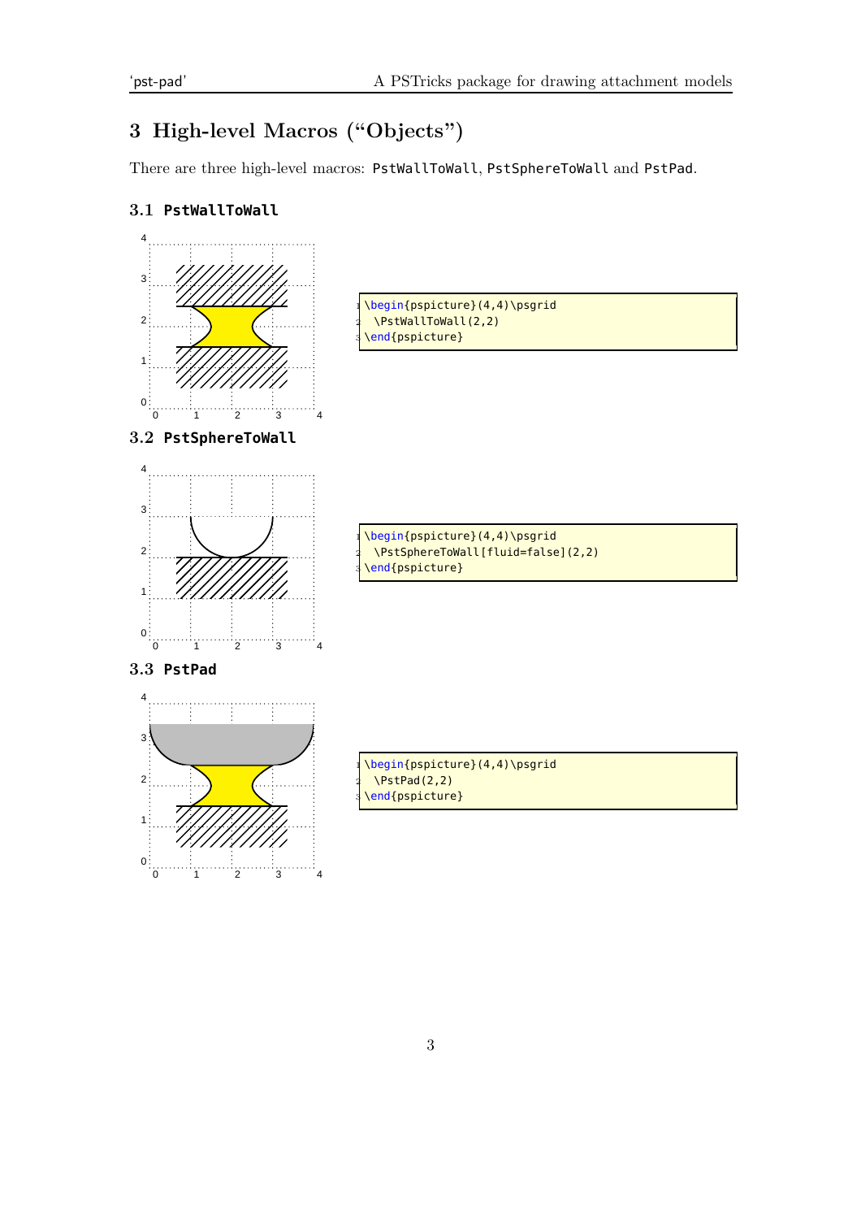## 3 High-level Macros ("Objects")

There are three high-level macros: `PstWallToWall`, `PstSphereToWall` and `PstPad`.

### 3.1 PstWallToWall

```
\begin{pspicture}(4,4)\psgrid
  \PstWallToWall(2,2)
\end{pspicture}
```

### 3.2 PstSphereToWall

```
\begin{pspicture}(4,4)\psgrid
  \PstSphereToWall[fluid=false](2,2)
\end{pspicture}
```

### 3.3 PstPad

```
\begin{pspicture}(4,4)\psgrid
  \PstPad(2,2)
\end{pspicture}
```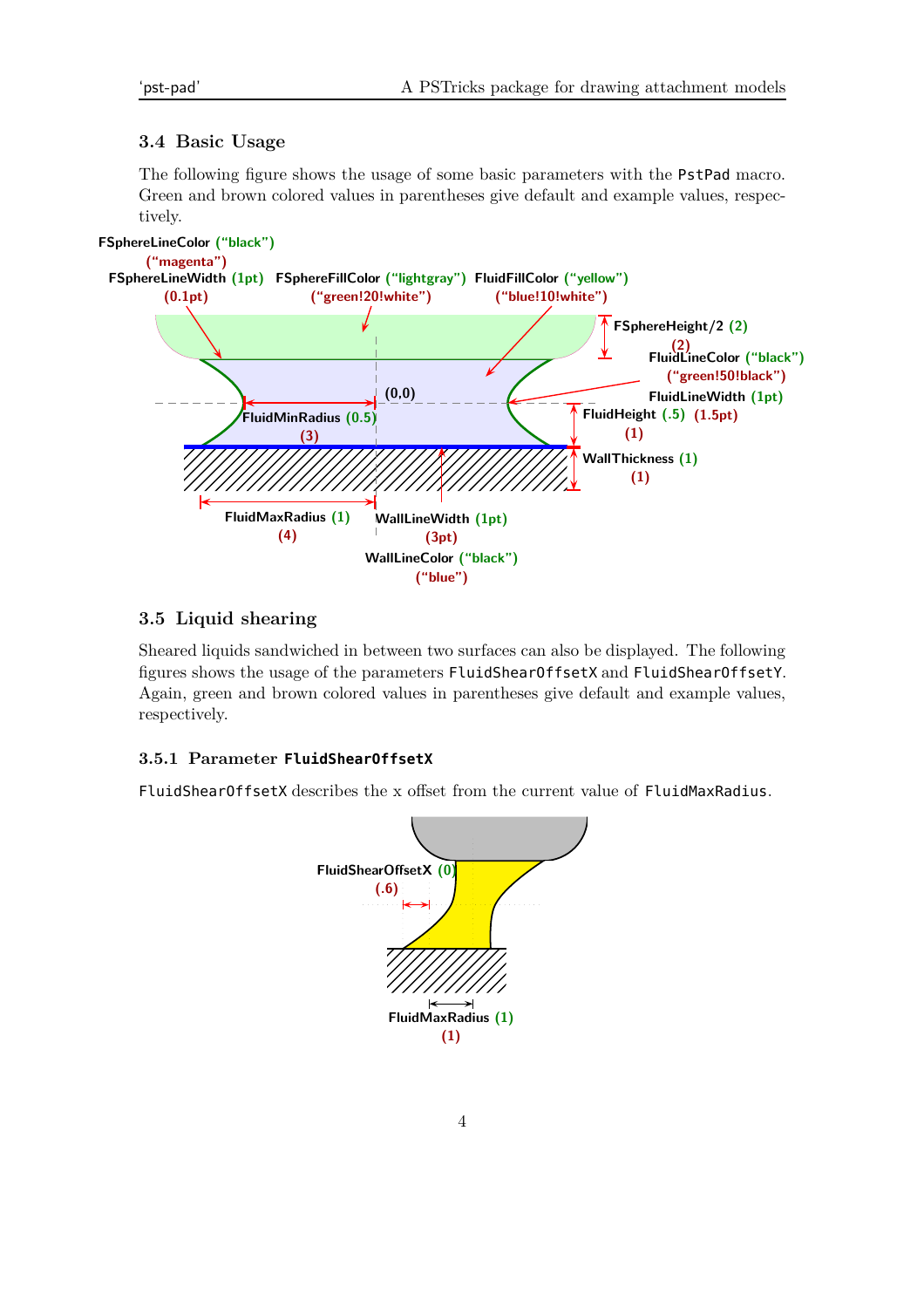## 3.4 Basic Usage

The following figure shows the usage of some basic parameters with the `PstPad` macro. Green and brown colored values in parentheses give default and example values, respectively.

FSphereLineColor ("black") ("magenta")
FSphereLineWidth (1pt) (0.1pt)
FSphereFillColor ("lightgray") ("green!20!white")
FluidFillColor ("yellow") ("blue!10!white")
FSphereHeight/2 (2) (2)
FluidLineColor ("black") ("green!50!black")
FluidLineWidth (1pt) (1.5pt)
(0,0)
FluidMinRadius (0.5) (3)
FluidHeight (.5) (1)
WallThickness (1) (1)
FluidMaxRadius (1) (4)
WallLineWidth (1pt) (3pt)
WallLineColor ("black") ("blue")

## 3.5 Liquid shearing

Sheared liquids sandwiched in between two surfaces can also be displayed. The following figures shows the usage of the parameters `FluidShearOffsetX` and `FluidShearOffsetY`. Again, green and brown colored values in parentheses give default and example values, respectively.

### 3.5.1 Parameter `FluidShearOffsetX`

`FluidShearOffsetX` describes the x offset from the current value of `FluidMaxRadius`.

FluidShearOffsetX (0) (.6)
FluidMaxRadius (1) (1)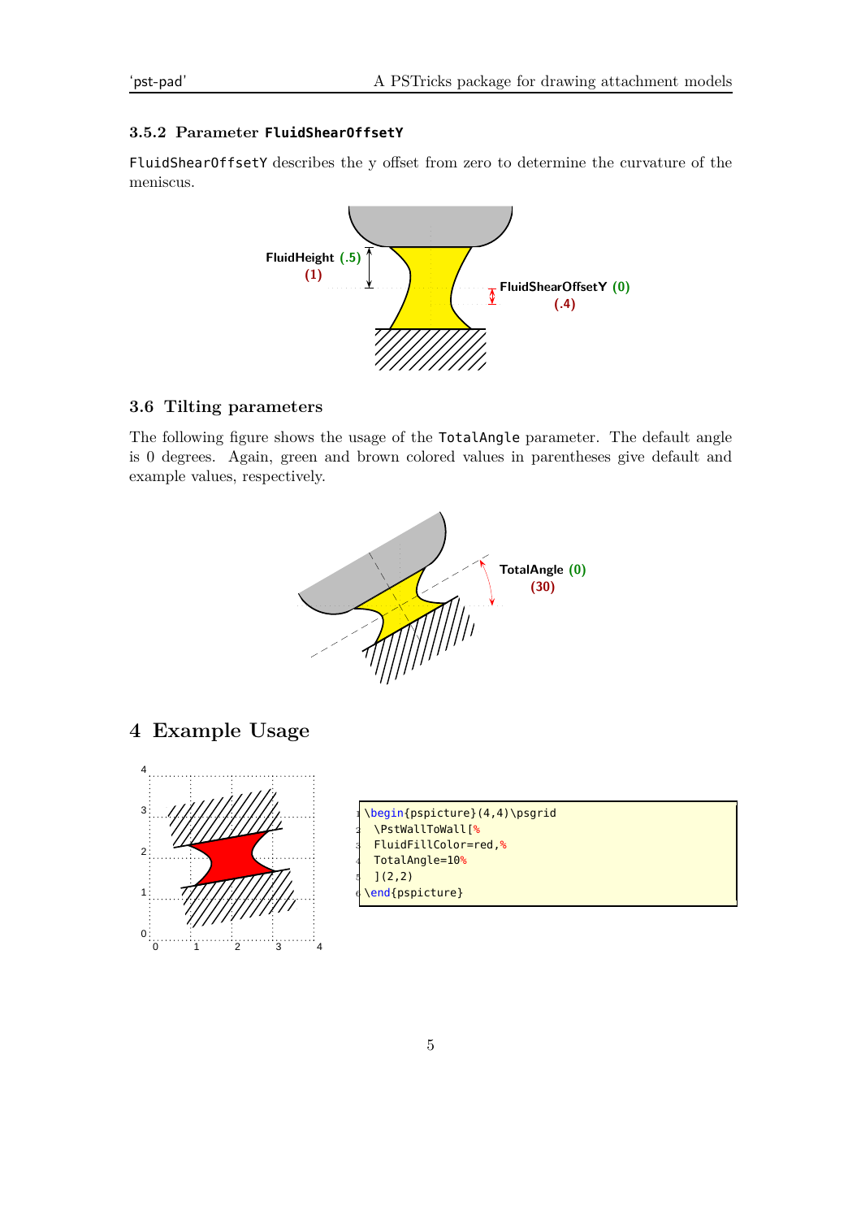### 3.5.2 Parameter FluidShearOffsetY

FluidShearOffsetY describes the y offset from zero to determine the curvature of the meniscus.

FluidHeight (.5)
(1)

FluidShearOffsetY (0)
(.4)

### 3.6 Tilting parameters

The following figure shows the usage of the TotalAngle parameter. The default angle is 0 degrees. Again, green and brown colored values in parentheses give default and example values, respectively.

TotalAngle (0)
(30)

## 4 Example Usage

```
\begin{pspicture}(4,4)\psgrid
  \PstWallToWall[%
  FluidFillColor=red,%
  TotalAngle=10%
  ](2,2)
\end{pspicture}
```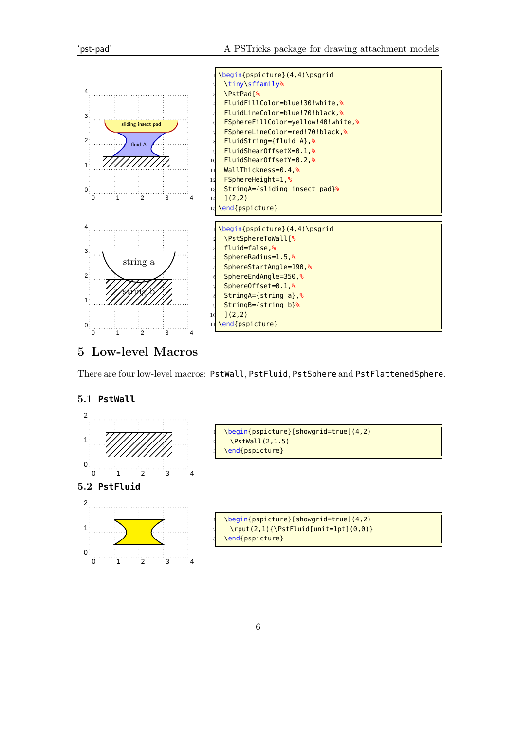```
\begin{pspicture}(4,4)\psgrid
 \tiny\sffamily%
 \PstPad[%
 FluidFillColor=blue!30!white,%
 FluidLineColor=blue!70!black,%
 FSphereFillColor=yellow!40!white,%
 FSphereLineColor=red!70!black,%
 FluidString={fluid A},%
 FluidShearOffsetX=0.1,%
 FluidShearOffsetY=0.2,%
 WallThickness=0.4,%
 FSphereHeight=1,%
 StringA={sliding insect pad}%
 ](2,2)
\end{pspicture}
```

```
\begin{pspicture}(4,4)\psgrid
 \PstSphereToWall[%
 fluid=false,%
 SphereRadius=1.5,%
 SphereStartAngle=190,%
 SphereEndAngle=350,%
 SphereOffset=0.1,%
 StringA={string a},%
 StringB={string b}%
 ](2,2)
\end{pspicture}
```

## 5 Low-level Macros

There are four low-level macros: PstWall, PstFluid, PstSphere and PstFlattenedSphere.

### 5.1 PstWall

```
\begin{pspicture}[showgrid=true](4,2)
  \PstWall(2,1.5)
\end{pspicture}
```

### 5.2 PstFluid

```
\begin{pspicture}[showgrid=true](4,2)
  \rput(2,1){\PstFluid[unit=1pt](0,0)}
\end{pspicture}
```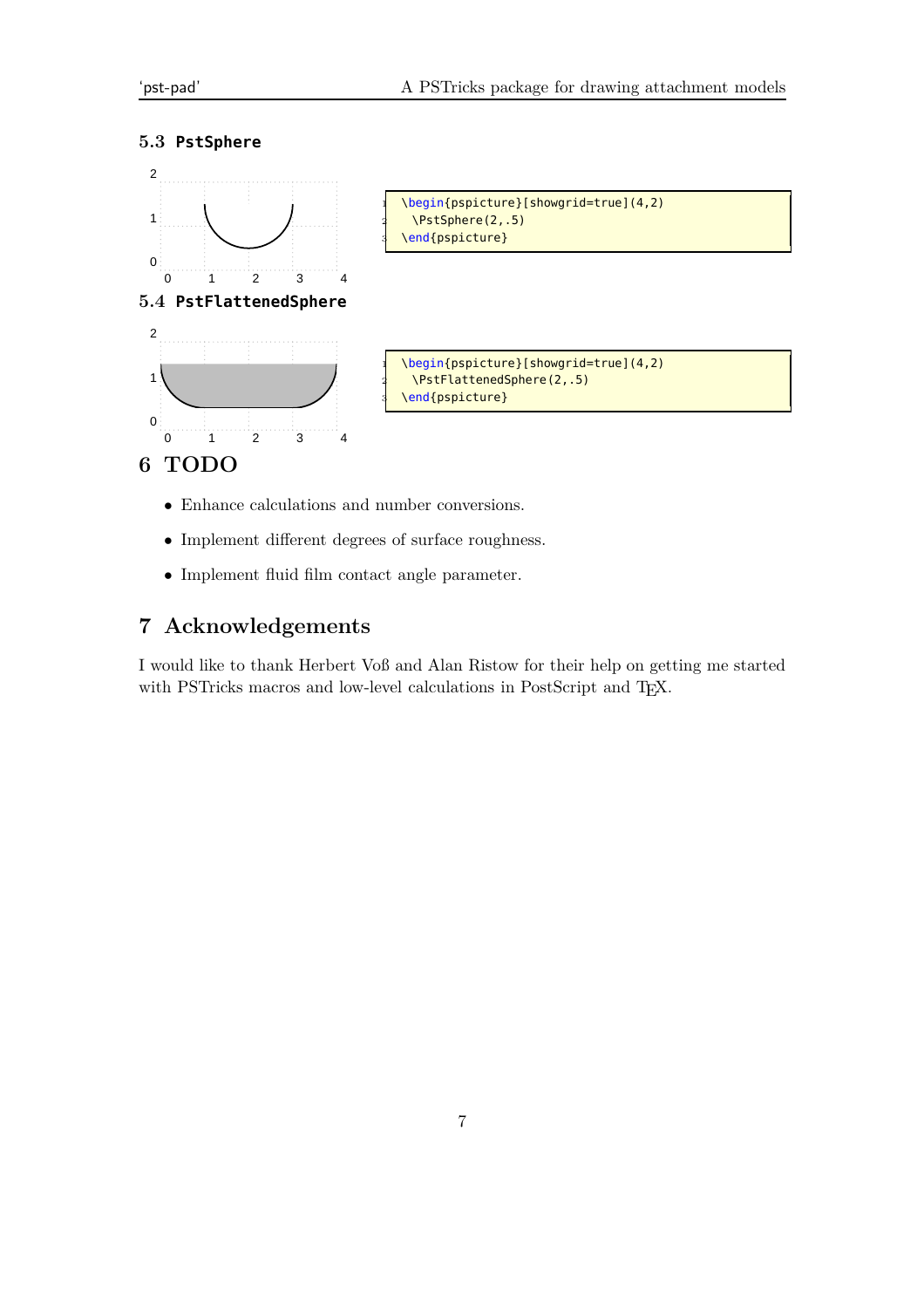### 5.3 PstSphere

2
1
0
0 1 2 3 4

```
\begin{pspicture}[showgrid=true](4,2)
  \PstSphere(2,.5)
\end{pspicture}
```

### 5.4 PstFlattenedSphere

2
1
0
0 1 2 3 4

```
\begin{pspicture}[showgrid=true](4,2)
  \PstFlattenedSphere(2,.5)
\end{pspicture}
```

## 6 TODO

- Enhance calculations and number conversions.
- Implement different degrees of surface roughness.
- Implement fluid film contact angle parameter.

## 7 Acknowledgements

I would like to thank Herbert Voß and Alan Ristow for their help on getting me started with PSTricks macros and low-level calculations in PostScript and TEX.